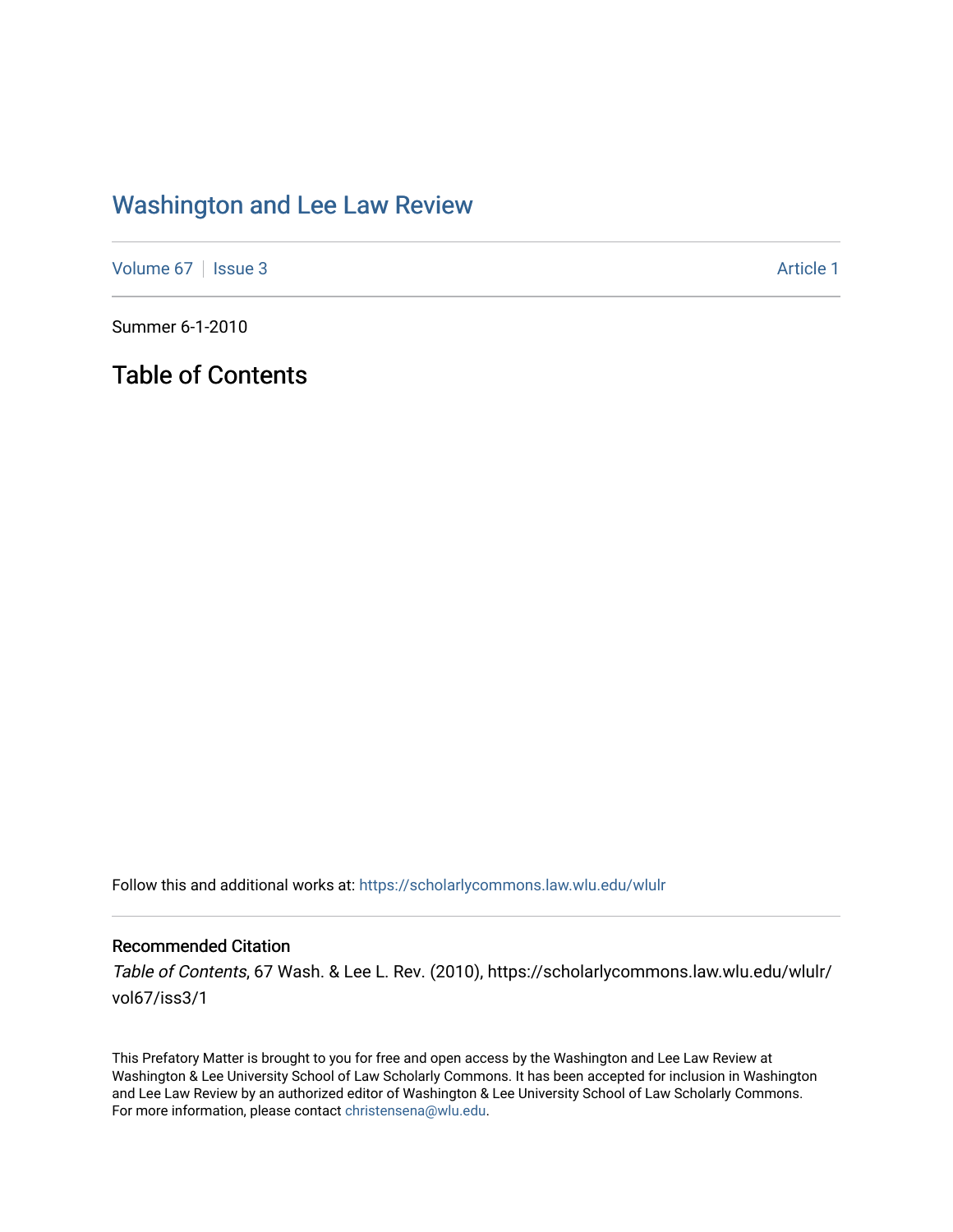# Washington and Lee Law Review

Volume 67 | Issue 3 | Article 1

Summer 6-1-2010

## Table of Contents

Follow this and additional works at: https://scholarlycommons.law.wlu.edu/wlulr

### Recommended Citation

*Table of Contents*, 67 Wash. & Lee L. Rev. (2010), https://scholarlycommons.law.wlu.edu/wlulr/vol67/iss3/1

This Prefatory Matter is brought to you for free and open access by the Washington and Lee Law Review at Washington & Lee University School of Law Scholarly Commons. It has been accepted for inclusion in Washington and Lee Law Review by an authorized editor of Washington & Lee University School of Law Scholarly Commons. For more information, please contact christensena@wlu.edu.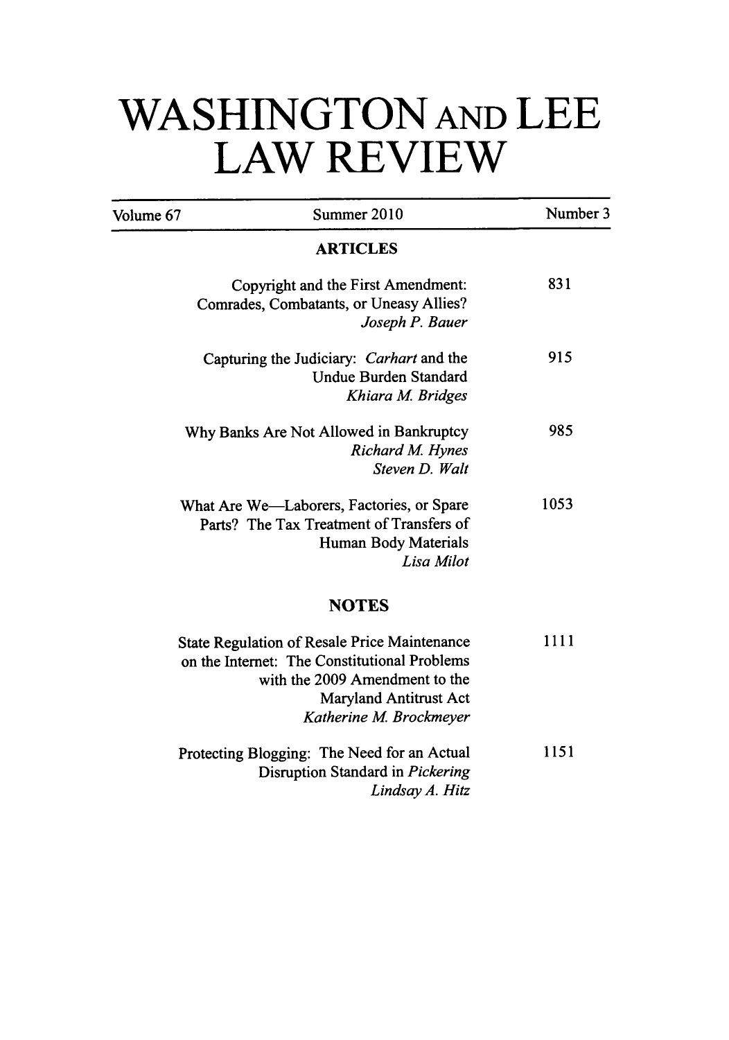# WASHINGTON AND LEE LAW REVIEW

| Volume 67 | Summer 2010 | Number 3 |
|---|---|---|

## ARTICLES

Copyright and the First Amendment: Comrades, Combatants, or Uneasy Allies? — 831
*Joseph P. Bauer*

Capturing the Judiciary: *Carhart* and the Undue Burden Standard — 915
*Khiara M. Bridges*

Why Banks Are Not Allowed in Bankruptcy — 985
*Richard M. Hynes*
*Steven D. Walt*

What Are We—Laborers, Factories, or Spare Parts? The Tax Treatment of Transfers of Human Body Materials — 1053
*Lisa Milot*

## NOTES

State Regulation of Resale Price Maintenance on the Internet: The Constitutional Problems with the 2009 Amendment to the Maryland Antitrust Act — 1111
*Katherine M. Brockmeyer*

Protecting Blogging: The Need for an Actual Disruption Standard in *Pickering* — 1151
*Lindsay A. Hitz*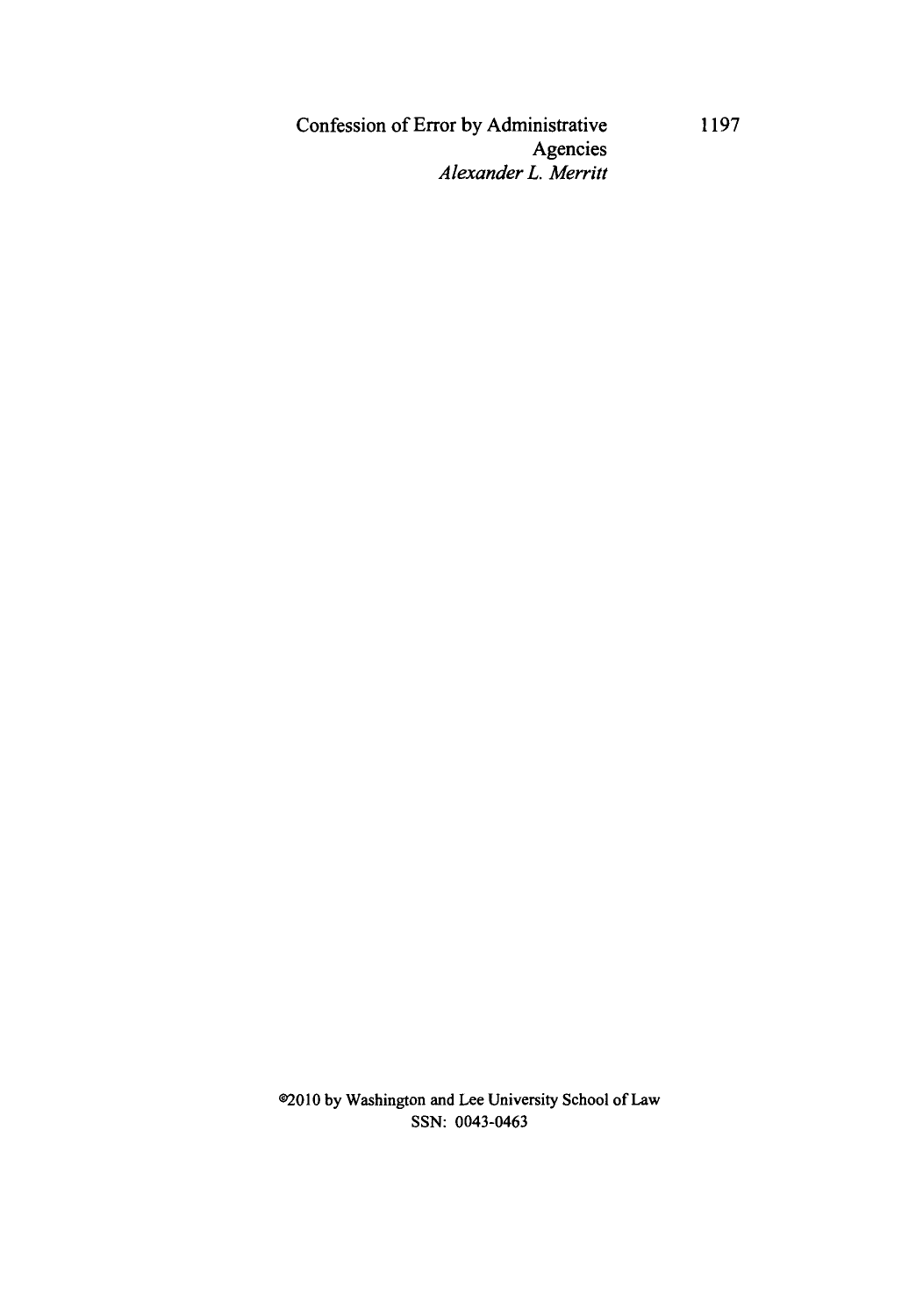Confession of Error by Administrative Agencies

*Alexander L. Merritt*

©2010 by Washington and Lee University School of Law
SSN: 0043-0463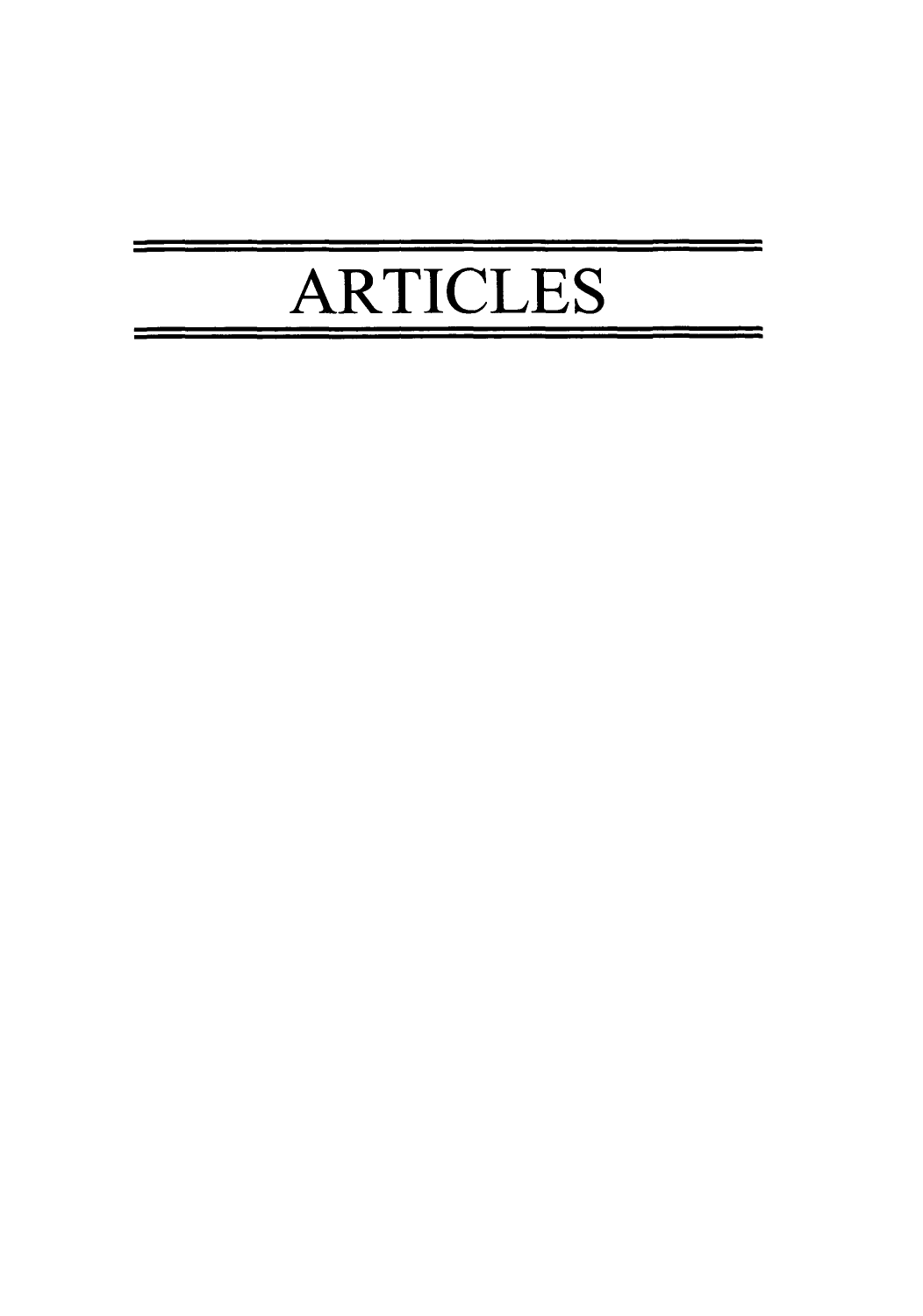# ARTICLES